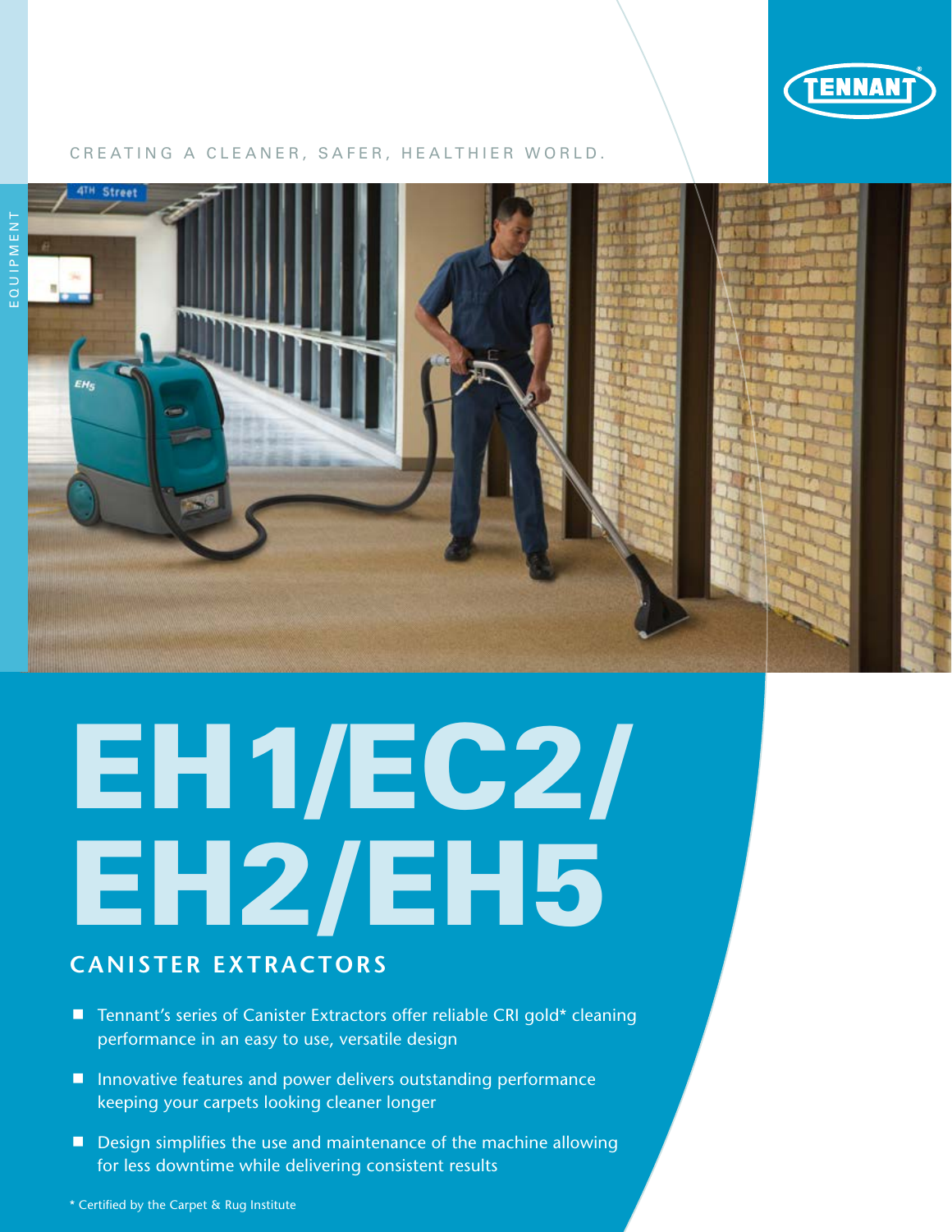CREATING A CLEANER, SAFER, HEALTHIER WORLD.

EQUIPMENT

# EH1/EC2/ EH2/EH5

## CANISTER EXTRACTORS

- Tennant's series of Canister Extractors offer reliable CRI gold* cleaning performance in an easy to use, versatile design
- Innovative features and power delivers outstanding performance keeping your carpets looking cleaner longer
- Design simplifies the use and maintenance of the machine allowing for less downtime while delivering consistent results

\* Certified by the Carpet & Rug Institute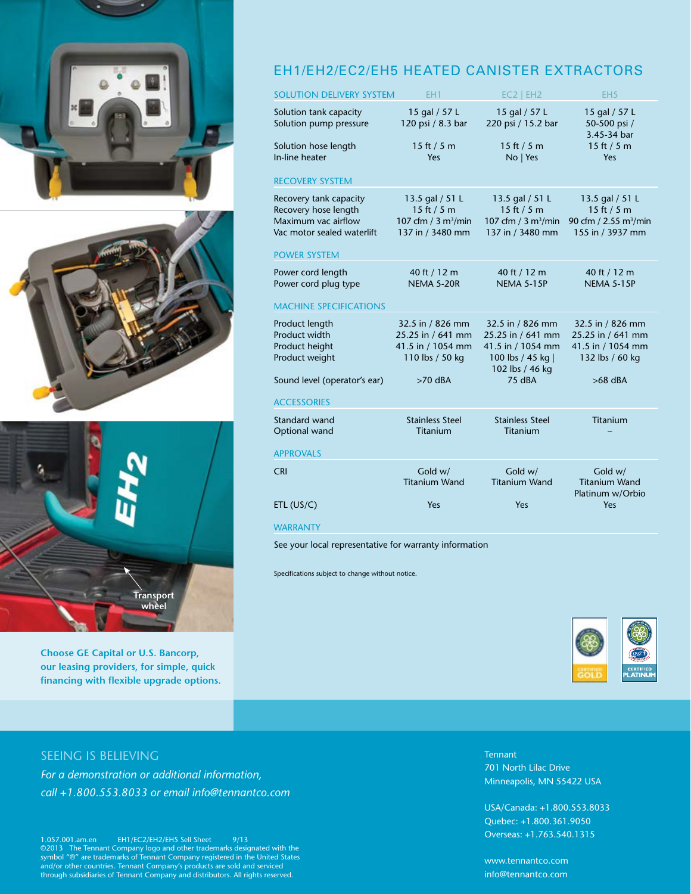## EH1/EH2/EC2/EH5 HEATED CANISTER EXTRACTORS

| SOLUTION DELIVERY SYSTEM | EH1 | EC2 \| EH2 | EH5 |
|---|---|---|---|
| Solution tank capacity | 15 gal / 57 L | 15 gal / 57 L | 15 gal / 57 L |
| Solution pump pressure | 120 psi / 8.3 bar | 220 psi / 15.2 bar | 50-500 psi / 3.45-34 bar |
| Solution hose length | 15 ft / 5 m | 15 ft / 5 m | 15 ft / 5 m |
| In-line heater | Yes | No \| Yes | Yes |
| **RECOVERY SYSTEM** | | | |
| Recovery tank capacity | 13.5 gal / 51 L | 13.5 gal / 51 L | 13.5 gal / 51 L |
| Recovery hose length | 15 ft / 5 m | 15 ft / 5 m | 15 ft / 5 m |
| Maximum vac airflow | 107 cfm / 3 m³/min | 107 cfm / 3 m³/min | 90 cfm / 2.55 m³/min |
| Vac motor sealed waterlift | 137 in / 3480 mm | 137 in / 3480 mm | 155 in / 3937 mm |
| **POWER SYSTEM** | | | |
| Power cord length | 40 ft / 12 m | 40 ft / 12 m | 40 ft / 12 m |
| Power cord plug type | NEMA 5-20R | NEMA 5-15P | NEMA 5-15P |
| **MACHINE SPECIFICATIONS** | | | |
| Product length | 32.5 in / 826 mm | 32.5 in / 826 mm | 32.5 in / 826 mm |
| Product width | 25.25 in / 641 mm | 25.25 in / 641 mm | 25.25 in / 641 mm |
| Product height | 41.5 in / 1054 mm | 41.5 in / 1054 mm | 41.5 in / 1054 mm |
| Product weight | 110 lbs / 50 kg | 100 lbs / 45 kg \| 102 lbs / 46 kg | 132 lbs / 60 kg |
| Sound level (operator's ear) | >70 dBA | 75 dBA | >68 dBA |
| **ACCESSORIES** | | | |
| Standard wand | Stainless Steel | Stainless Steel | Titanium |
| Optional wand | Titanium | Titanium | – |
| **APPROVALS** | | | |
| CRI | Gold w/ Titanium Wand | Gold w/ Titanium Wand | Gold w/ Titanium Wand Platinum w/Orbio |
| ETL (US/C) | Yes | Yes | Yes |

**WARRANTY**

See your local representative for warranty information

Specifications subject to change without notice.

Transport wheel

**Choose GE Capital or U.S. Bancorp, our leasing providers, for simple, quick financing with flexible upgrade options.**

### SEEING IS BELIEVING

*For a demonstration or additional information, call +1.800.553.8033 or email info@tennantco.com*

Tennant
701 North Lilac Drive
Minneapolis, MN 55422 USA

USA/Canada: +1.800.553.8033
Quebec: +1.800.361.9050
Overseas: +1.763.540.1315

www.tennantco.com
info@tennantco.com

1.057.001.am.en EH1/EC2/EH2/EH5 Sell Sheet 9/13
©2013 The Tennant Company logo and other trademarks designated with the symbol "®" are trademarks of Tennant Company registered in the United States and/or other countries. Tennant Company's products are sold and serviced through subsidiaries of Tennant Company and distributors. All rights reserved.